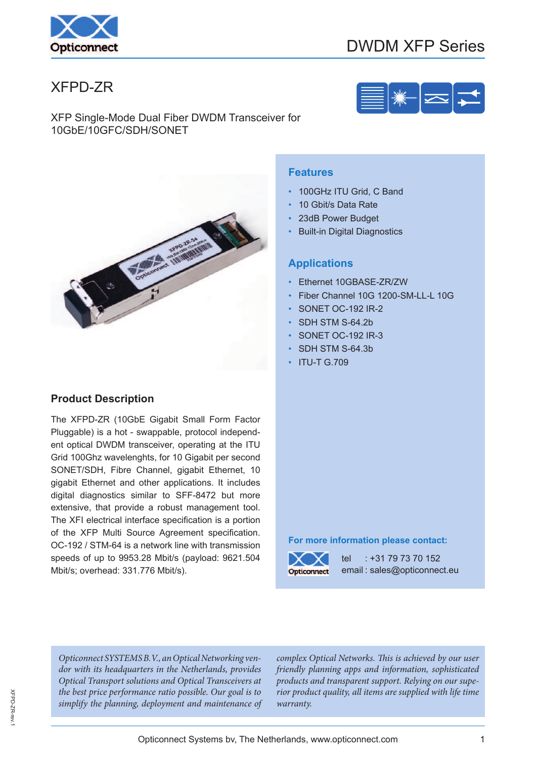# XFPD-ZR

XFP Single-Mode Dual Fiber DWDM Transceiver for 10GbE/10GFC/SDH/SONET

## Features

- 100GHz ITU Grid, C Band
- 10 Gbit/s Data Rate
- 23dB Power Budget
- Built-in Digital Diagnostics

## Applications

- Ethernet 10GBASE-ZR/ZW
- Fiber Channel 10G 1200-SM-LL-L 10G
- SONET OC-192 IR-2
- SDH STM S-64.2b
- SONET OC-192 IR-3
- SDH STM S-64.3b
- ITU-T G.709

## Product Description

The XFPD-ZR (10GbE Gigabit Small Form Factor Pluggable) is a hot - swappable, protocol independent optical DWDM transceiver, operating at the ITU Grid 100Ghz wavelengths, for 10 Gigabit per second SONET/SDH, Fibre Channel, gigabit Ethernet, 10 gigabit Ethernet and other applications. It includes digital diagnostics similar to SFF-8472 but more extensive, that provide a robust management tool. The XFI electrical interface specification is a portion of the XFP Multi Source Agreement specification. OC-192 / STM-64 is a network line with transmission speeds of up to 9953.28 Mbit/s (payload: 9621.504 Mbit/s; overhead: 331.776 Mbit/s).

**For more information please contact:**

tel : +31 79 73 70 152
email : sales@opticonnect.eu

*Opticonnect SYSTEMS B.V., an Optical Networking vendor with its headquarters in the Netherlands, provides Optical Transport solutions and Optical Transceivers at the best price performance ratio possible. Our goal is to simplify the planning, deployment and maintenance of complex Optical Networks. This is achieved by our user friendly planning apps and information, sophisticated products and transparent support. Relying on our superior product quality, all items are supplied with life time warranty.*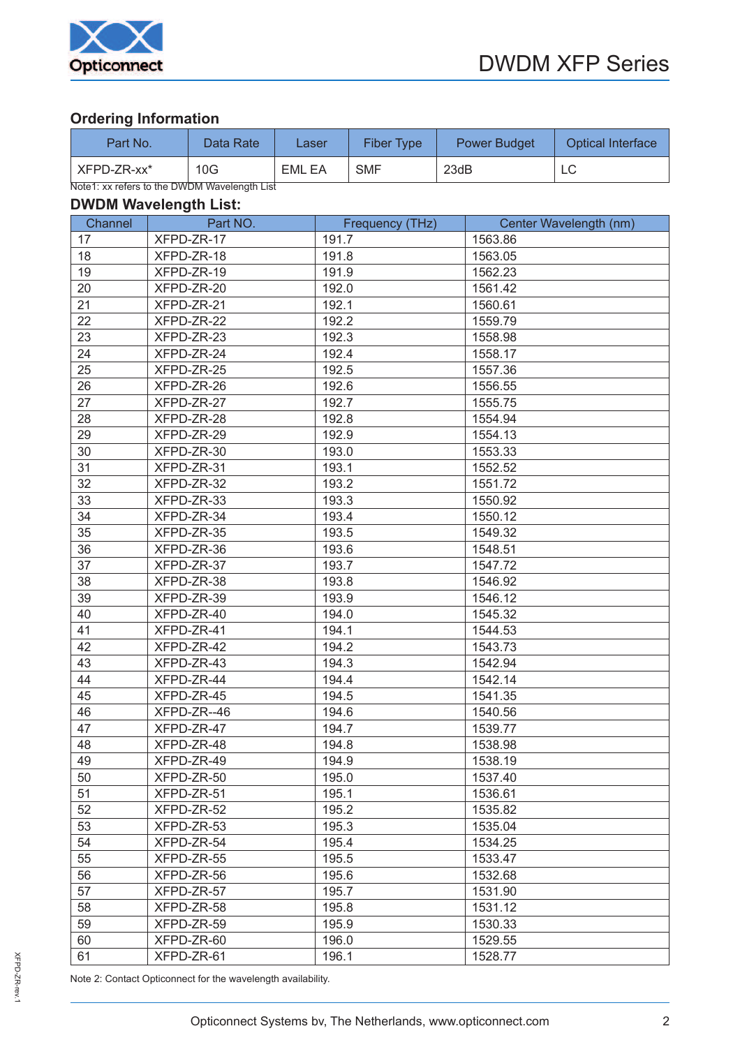## Ordering Information

| Part No. | Data Rate | Laser | Fiber Type | Power Budget | Optical Interface |
|---|---|---|---|---|---|
| XFPD-ZR-xx* | 10G | EML EA | SMF | 23dB | LC |

Note1: xx refers to the DWDM Wavelength List

## DWDM Wavelength List:

| Channel | Part NO. | Frequency (THz) | Center Wavelength (nm) |
|---|---|---|---|
| 17 | XFPD-ZR-17 | 191.7 | 1563.86 |
| 18 | XFPD-ZR-18 | 191.8 | 1563.05 |
| 19 | XFPD-ZR-19 | 191.9 | 1562.23 |
| 20 | XFPD-ZR-20 | 192.0 | 1561.42 |
| 21 | XFPD-ZR-21 | 192.1 | 1560.61 |
| 22 | XFPD-ZR-22 | 192.2 | 1559.79 |
| 23 | XFPD-ZR-23 | 192.3 | 1558.98 |
| 24 | XFPD-ZR-24 | 192.4 | 1558.17 |
| 25 | XFPD-ZR-25 | 192.5 | 1557.36 |
| 26 | XFPD-ZR-26 | 192.6 | 1556.55 |
| 27 | XFPD-ZR-27 | 192.7 | 1555.75 |
| 28 | XFPD-ZR-28 | 192.8 | 1554.94 |
| 29 | XFPD-ZR-29 | 192.9 | 1554.13 |
| 30 | XFPD-ZR-30 | 193.0 | 1553.33 |
| 31 | XFPD-ZR-31 | 193.1 | 1552.52 |
| 32 | XFPD-ZR-32 | 193.2 | 1551.72 |
| 33 | XFPD-ZR-33 | 193.3 | 1550.92 |
| 34 | XFPD-ZR-34 | 193.4 | 1550.12 |
| 35 | XFPD-ZR-35 | 193.5 | 1549.32 |
| 36 | XFPD-ZR-36 | 193.6 | 1548.51 |
| 37 | XFPD-ZR-37 | 193.7 | 1547.72 |
| 38 | XFPD-ZR-38 | 193.8 | 1546.92 |
| 39 | XFPD-ZR-39 | 193.9 | 1546.12 |
| 40 | XFPD-ZR-40 | 194.0 | 1545.32 |
| 41 | XFPD-ZR-41 | 194.1 | 1544.53 |
| 42 | XFPD-ZR-42 | 194.2 | 1543.73 |
| 43 | XFPD-ZR-43 | 194.3 | 1542.94 |
| 44 | XFPD-ZR-44 | 194.4 | 1542.14 |
| 45 | XFPD-ZR-45 | 194.5 | 1541.35 |
| 46 | XFPD-ZR--46 | 194.6 | 1540.56 |
| 47 | XFPD-ZR-47 | 194.7 | 1539.77 |
| 48 | XFPD-ZR-48 | 194.8 | 1538.98 |
| 49 | XFPD-ZR-49 | 194.9 | 1538.19 |
| 50 | XFPD-ZR-50 | 195.0 | 1537.40 |
| 51 | XFPD-ZR-51 | 195.1 | 1536.61 |
| 52 | XFPD-ZR-52 | 195.2 | 1535.82 |
| 53 | XFPD-ZR-53 | 195.3 | 1535.04 |
| 54 | XFPD-ZR-54 | 195.4 | 1534.25 |
| 55 | XFPD-ZR-55 | 195.5 | 1533.47 |
| 56 | XFPD-ZR-56 | 195.6 | 1532.68 |
| 57 | XFPD-ZR-57 | 195.7 | 1531.90 |
| 58 | XFPD-ZR-58 | 195.8 | 1531.12 |
| 59 | XFPD-ZR-59 | 195.9 | 1530.33 |
| 60 | XFPD-ZR-60 | 196.0 | 1529.55 |
| 61 | XFPD-ZR-61 | 196.1 | 1528.77 |

Note 2: Contact Opticonnect for the wavelength availability.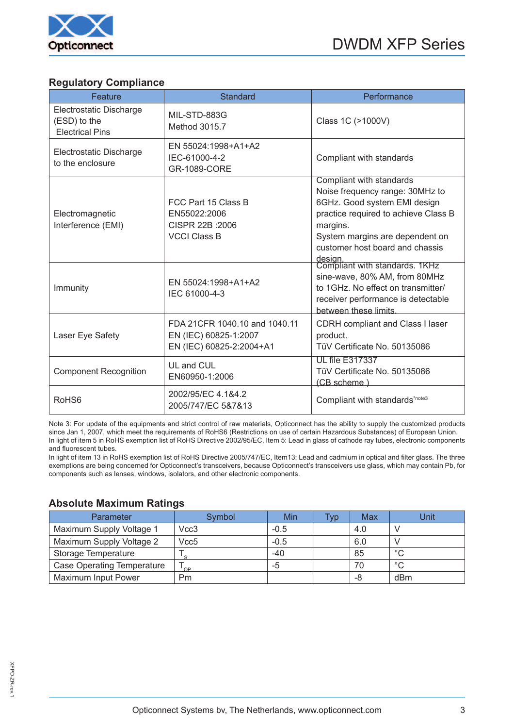## Regulatory Compliance

| Feature | Standard | Performance |
|---|---|---|
| Electrostatic Discharge (ESD) to the Electrical Pins | MIL-STD-883G Method 3015.7 | Class 1C (>1000V) |
| Electrostatic Discharge to the enclosure | EN 55024:1998+A1+A2 IEC-61000-4-2 GR-1089-CORE | Compliant with standards |
| Electromagnetic Interference (EMI) | FCC Part 15 Class B EN55022:2006 CISPR 22B :2006 VCCI Class B | Compliant with standards Noise frequency range: 30MHz to 6GHz. Good system EMI design practice required to achieve Class B margins. System margins are dependent on customer host board and chassis design. |
| Immunity | EN 55024:1998+A1+A2 IEC 61000-4-3 | Compliant with standards. 1KHz sine-wave, 80% AM, from 80MHz to 1GHz. No effect on transmitter/ receiver performance is detectable between these limits. |
| Laser Eye Safety | FDA 21CFR 1040.10 and 1040.11 EN (IEC) 60825-1:2007 EN (IEC) 60825-2:2004+A1 | CDRH compliant and Class I laser product. TüV Certificate No. 50135086 |
| Component Recognition | UL and CUL EN60950-1:2006 | UL file E317337 TüV Certificate No. 50135086 (CB scheme ) |
| RoHS6 | 2002/95/EC 4.1&4.2 2005/747/EC 5&7&13 | Compliant with standards[note3] |

Note 3: For update of the equipments and strict control of raw materials, Opticonnect has the ability to supply the customized products since Jan 1, 2007, which meet the requirements of RoHS6 (Restrictions on use of certain Hazardous Substances) of European Union.
In light of item 5 in RoHS exemption list of RoHS Directive 2002/95/EC, Item 5: Lead in glass of cathode ray tubes, electronic components and fluorescent tubes.
In light of item 13 in RoHS exemption list of RoHS Directive 2005/747/EC, Item13: Lead and cadmium in optical and filter glass. The three exemptions are being concerned for Opticonnect's transceivers, because Opticonnect's transceivers use glass, which may contain Pb, for components such as lenses, windows, isolators, and other electronic components.

## Absolute Maximum Ratings

| Parameter | Symbol | Min | Typ | Max | Unit |
|---|---|---|---|---|---|
| Maximum Supply Voltage 1 | Vcc3 | -0.5 | | 4.0 | V |
| Maximum Supply Voltage 2 | Vcc5 | -0.5 | | 6.0 | V |
| Storage Temperature | $T_S$ | -40 | | 85 | °C |
| Case Operating Temperature | $T_{OP}$ | -5 | | 70 | °C |
| Maximum Input Power | Pm | | | -8 | dBm |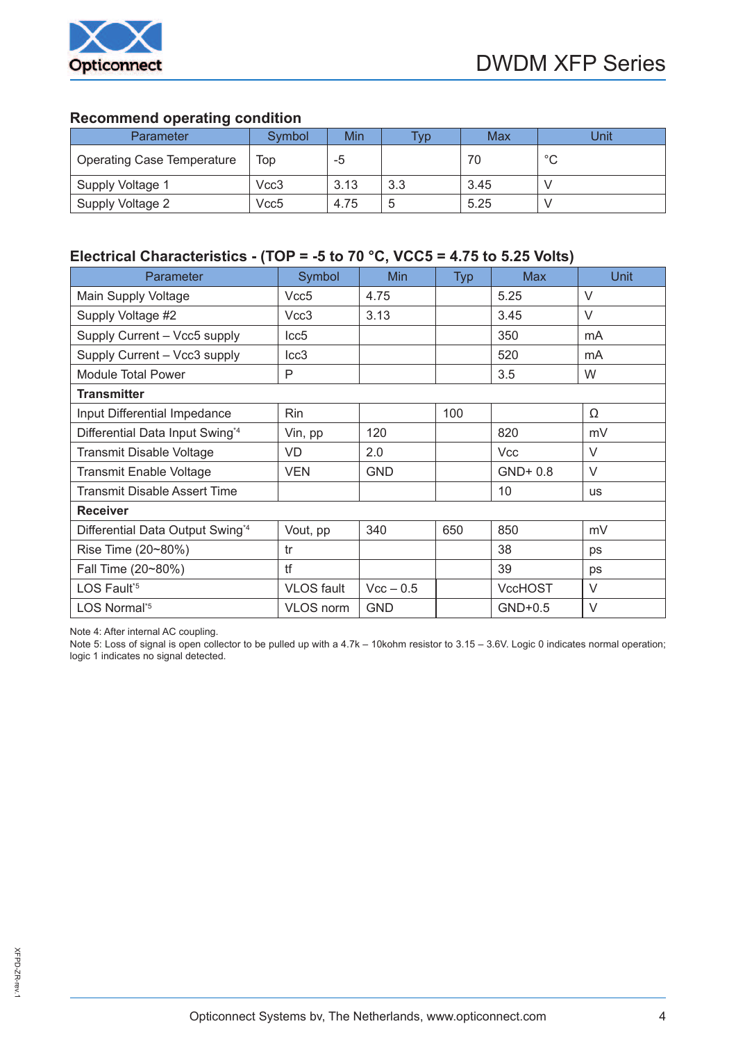## Recommend operating condition

| Parameter | Symbol | Min | Typ | Max | Unit |
|---|---|---|---|---|---|
| Operating Case Temperature | Top | -5 | | 70 | °C |
| Supply Voltage 1 | Vcc3 | 3.13 | 3.3 | 3.45 | V |
| Supply Voltage 2 | Vcc5 | 4.75 | 5 | 5.25 | V |

## Electrical Characteristics - (TOP = -5 to 70 °C, VCC5 = 4.75 to 5.25 Volts)

| Parameter | Symbol | Min | Typ | Max | Unit |
|---|---|---|---|---|---|
| Main Supply Voltage | Vcc5 | 4.75 | | 5.25 | V |
| Supply Voltage #2 | Vcc3 | 3.13 | | 3.45 | V |
| Supply Current – Vcc5 supply | Icc5 | | | 350 | mA |
| Supply Current – Vcc3 supply | Icc3 | | | 520 | mA |
| Module Total Power | P | | | 3.5 | W |
| **Transmitter** | | | | | |
| Input Differential Impedance | Rin | | 100 | | Ω |
| Differential Data Input Swing*4 | Vin, pp | 120 | | 820 | mV |
| Transmit Disable Voltage | VD | 2.0 | | Vcc | V |
| Transmit Enable Voltage | VEN | GND | | GND+ 0.8 | V |
| Transmit Disable Assert Time | | | | 10 | us |
| **Receiver** | | | | | |
| Differential Data Output Swing*4 | Vout, pp | 340 | 650 | 850 | mV |
| Rise Time (20~80%) | tr | | | 38 | ps |
| Fall Time (20~80%) | tf | | | 39 | ps |
| LOS Fault*5 | VLOS fault | Vcc – 0.5 | | VccHOST | V |
| LOS Normal*5 | VLOS norm | GND | | GND+0.5 | V |

Note 4: After internal AC coupling.
Note 5: Loss of signal is open collector to be pulled up with a 4.7k – 10kohm resistor to 3.15 – 3.6V. Logic 0 indicates normal operation; logic 1 indicates no signal detected.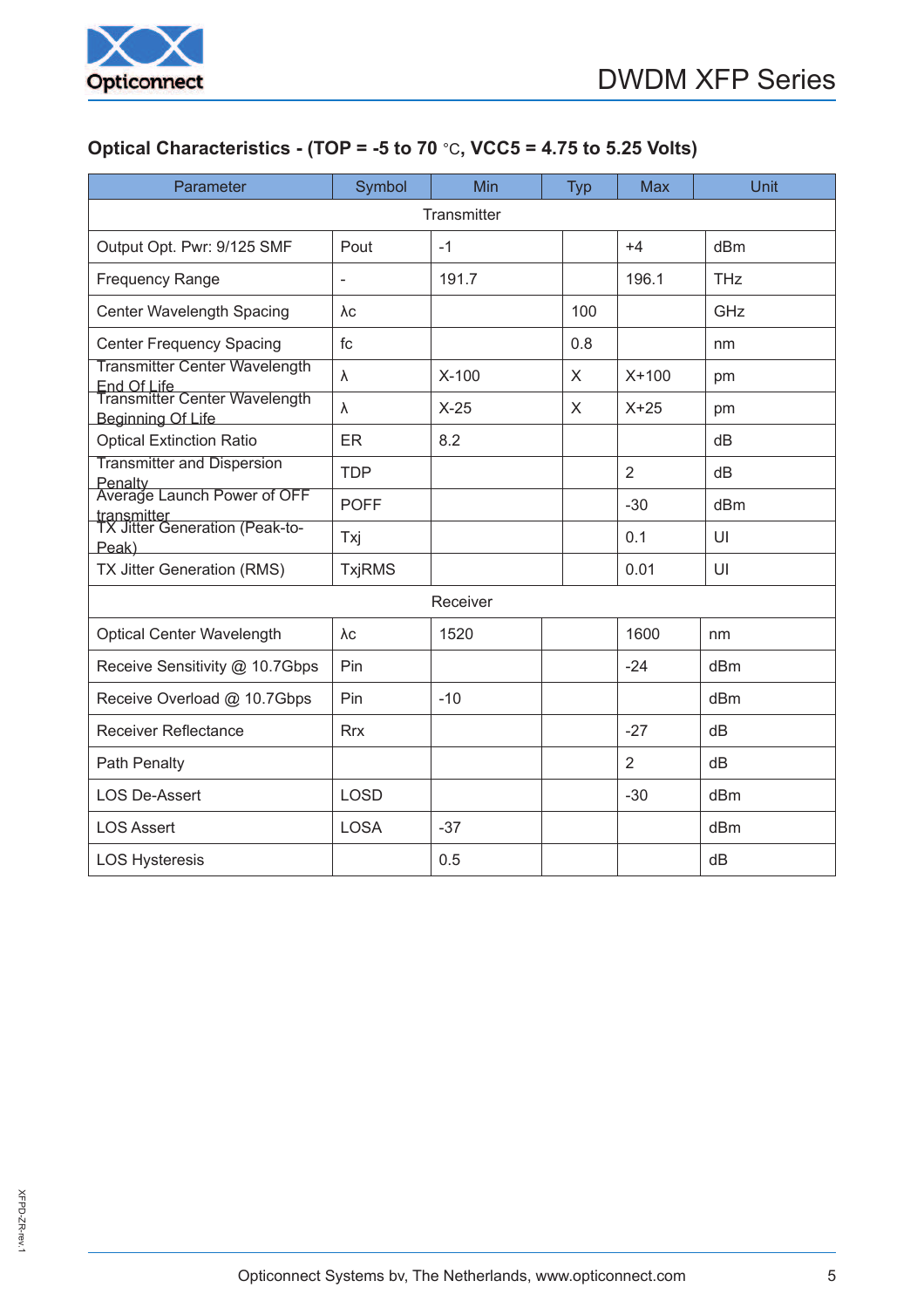## Optical Characteristics - (TOP = -5 to 70 °C, VCC5 = 4.75 to 5.25 Volts)

| Parameter | Symbol | Min | Typ | Max | Unit |
|---|---|---|---|---|---|
| Transmitter | | | | | |
| Output Opt. Pwr: 9/125 SMF | Pout | -1 | | +4 | dBm |
| Frequency Range | - | 191.7 | | 196.1 | THz |
| Center Wavelength Spacing | λc | | 100 | | GHz |
| Center Frequency Spacing | fc | | 0.8 | | nm |
| Transmitter Center Wavelength End Of Life | λ | X-100 | X | X+100 | pm |
| Transmitter Center Wavelength Beginning Of Life | λ | X-25 | X | X+25 | pm |
| Optical Extinction Ratio | ER | 8.2 | | | dB |
| Transmitter and Dispersion Penalty | TDP | | | 2 | dB |
| Average Launch Power of OFF transmitter | POFF | | | -30 | dBm |
| TX Jitter Generation (Peak-to-Peak) | Txj | | | 0.1 | UI |
| TX Jitter Generation (RMS) | TxjRMS | | | 0.01 | UI |
| Receiver | | | | | |
| Optical Center Wavelength | λc | 1520 | | 1600 | nm |
| Receive Sensitivity @ 10.7Gbps | Pin | | | -24 | dBm |
| Receive Overload @ 10.7Gbps | Pin | -10 | | | dBm |
| Receiver Reflectance | Rrx | | | -27 | dB |
| Path Penalty | | | | 2 | dB |
| LOS De-Assert | LOSD | | | -30 | dBm |
| LOS Assert | LOSA | -37 | | | dBm |
| LOS Hysteresis | | 0.5 | | | dB |